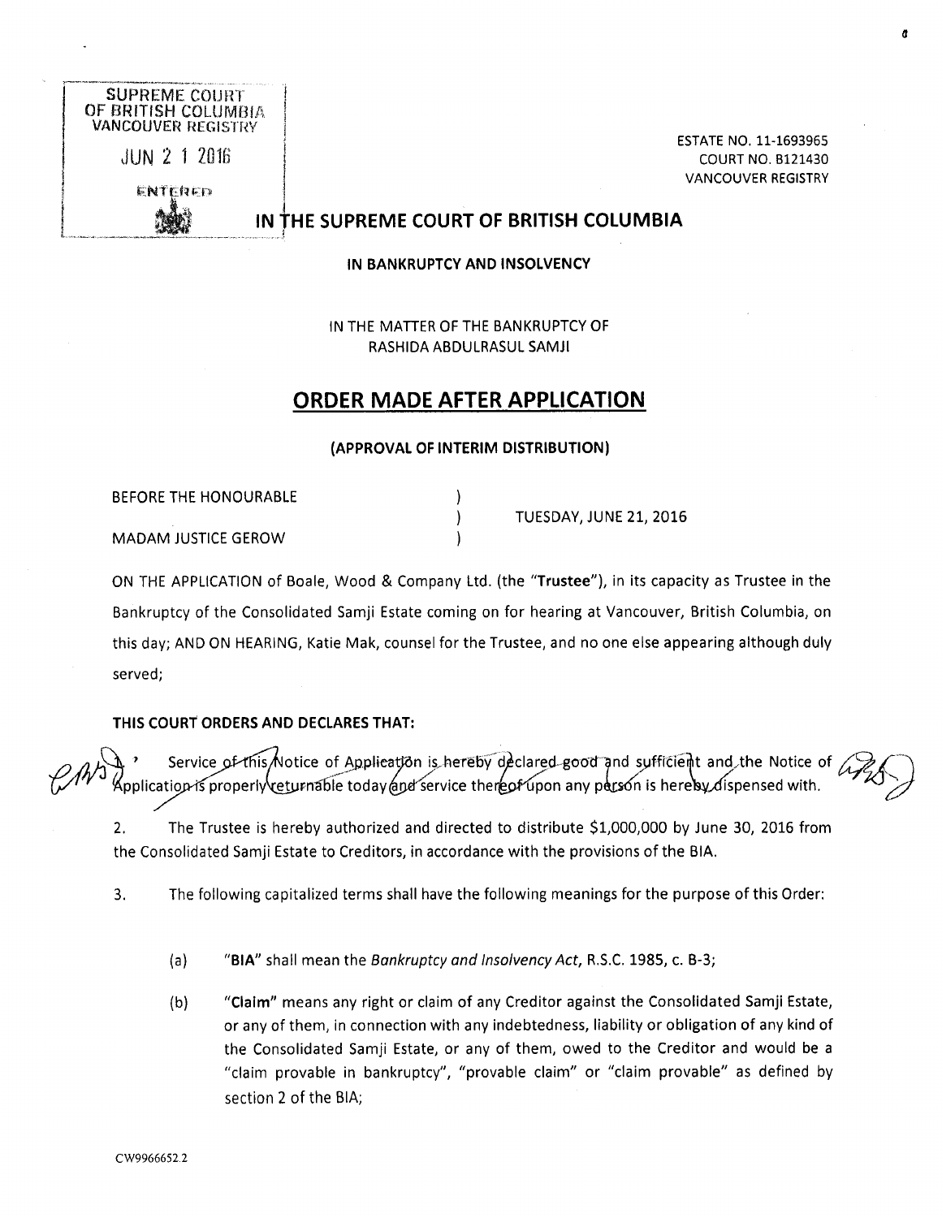SUPREME COURT
OF BRITISH COLUMBIA
VANCOUVER REGISTRY

JUN 21 2016

ENTERED

ESTATE NO. 11-1693965
COURT NO. B121430
VANCOUVER REGISTRY

# IN THE SUPREME COURT OF BRITISH COLUMBIA

**IN BANKRUPTCY AND INSOLVENCY**

IN THE MATTER OF THE BANKRUPTCY OF
RASHIDA ABDULRASUL SAMJI

## ORDER MADE AFTER APPLICATION

**(APPROVAL OF INTERIM DISTRIBUTION)**

BEFORE THE HONOURABLE ) TUESDAY, JUNE 21, 2016
MADAM JUSTICE GEROW )

ON THE APPLICATION of Boale, Wood & Company Ltd. (the "**Trustee**"), in its capacity as Trustee in the Bankruptcy of the Consolidated Samji Estate coming on for hearing at Vancouver, British Columbia, on this day; AND ON HEARING, Katie Mak, counsel for the Trustee, and no one else appearing although duly served;

**THIS COURT ORDERS AND DECLARES THAT:**

1. ~~Service of this Notice of Application is hereby declared good and sufficient and the Notice of Application is properly returnable today and service thereof upon any person is hereby dispensed with.~~

2. The Trustee is hereby authorized and directed to distribute $1,000,000 by June 30, 2016 from the Consolidated Samji Estate to Creditors, in accordance with the provisions of the BIA.

3. The following capitalized terms shall have the following meanings for the purpose of this Order:

   (a) "**BIA**" shall mean the *Bankruptcy and Insolvency Act*, R.S.C. 1985, c. B-3;

   (b) "**Claim**" means any right or claim of any Creditor against the Consolidated Samji Estate, or any of them, in connection with any indebtedness, liability or obligation of any kind of the Consolidated Samji Estate, or any of them, owed to the Creditor and would be a "claim provable in bankruptcy", "provable claim" or "claim provable" as defined by section 2 of the BIA;

CW9966652.2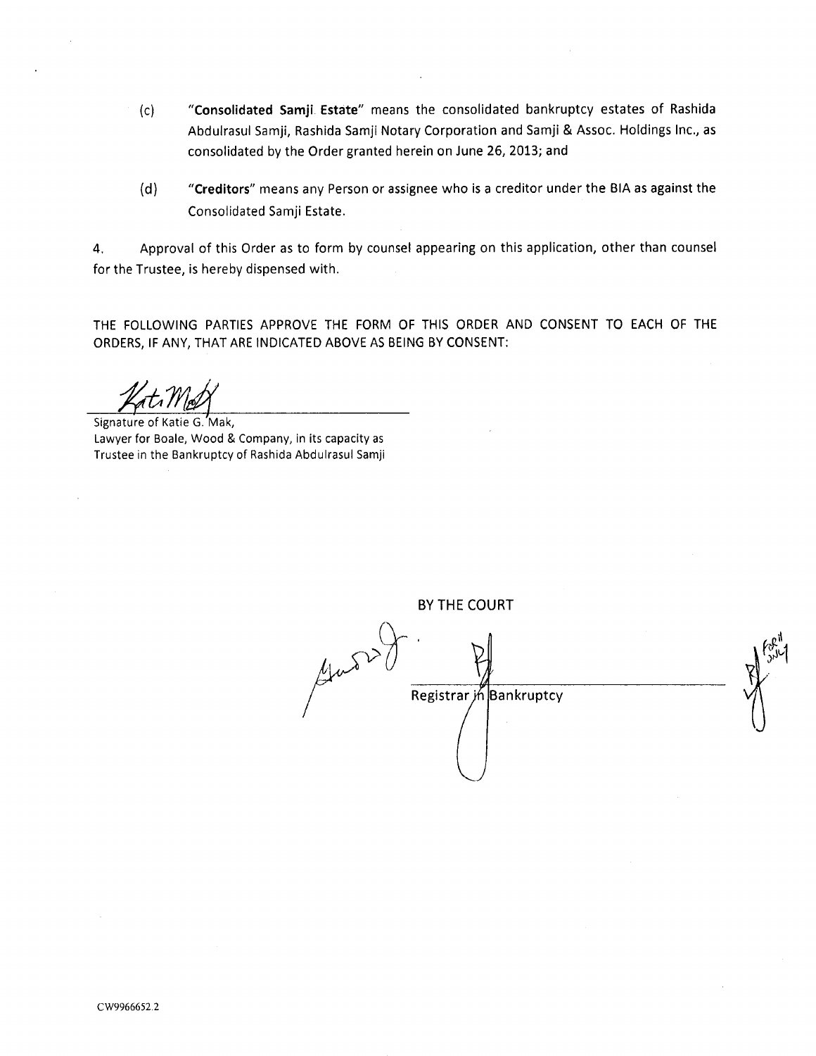(c) "**Consolidated Samji Estate**" means the consolidated bankruptcy estates of Rashida Abdulrasul Samji, Rashida Samji Notary Corporation and Samji & Assoc. Holdings Inc., as consolidated by the Order granted herein on June 26, 2013; and

(d) "**Creditors**" means any Person or assignee who is a creditor under the BIA as against the Consolidated Samji Estate.

4. Approval of this Order as to form by counsel appearing on this application, other than counsel for the Trustee, is hereby dispensed with.

THE FOLLOWING PARTIES APPROVE THE FORM OF THIS ORDER AND CONSENT TO EACH OF THE ORDERS, IF ANY, THAT ARE INDICATED ABOVE AS BEING BY CONSENT:

Signature of Katie G. Mak,
Lawyer for Boale, Wood & Company, in its capacity as Trustee in the Bankruptcy of Rashida Abdulrasul Samji

BY THE COURT

Registrar in Bankruptcy

CW9966652.2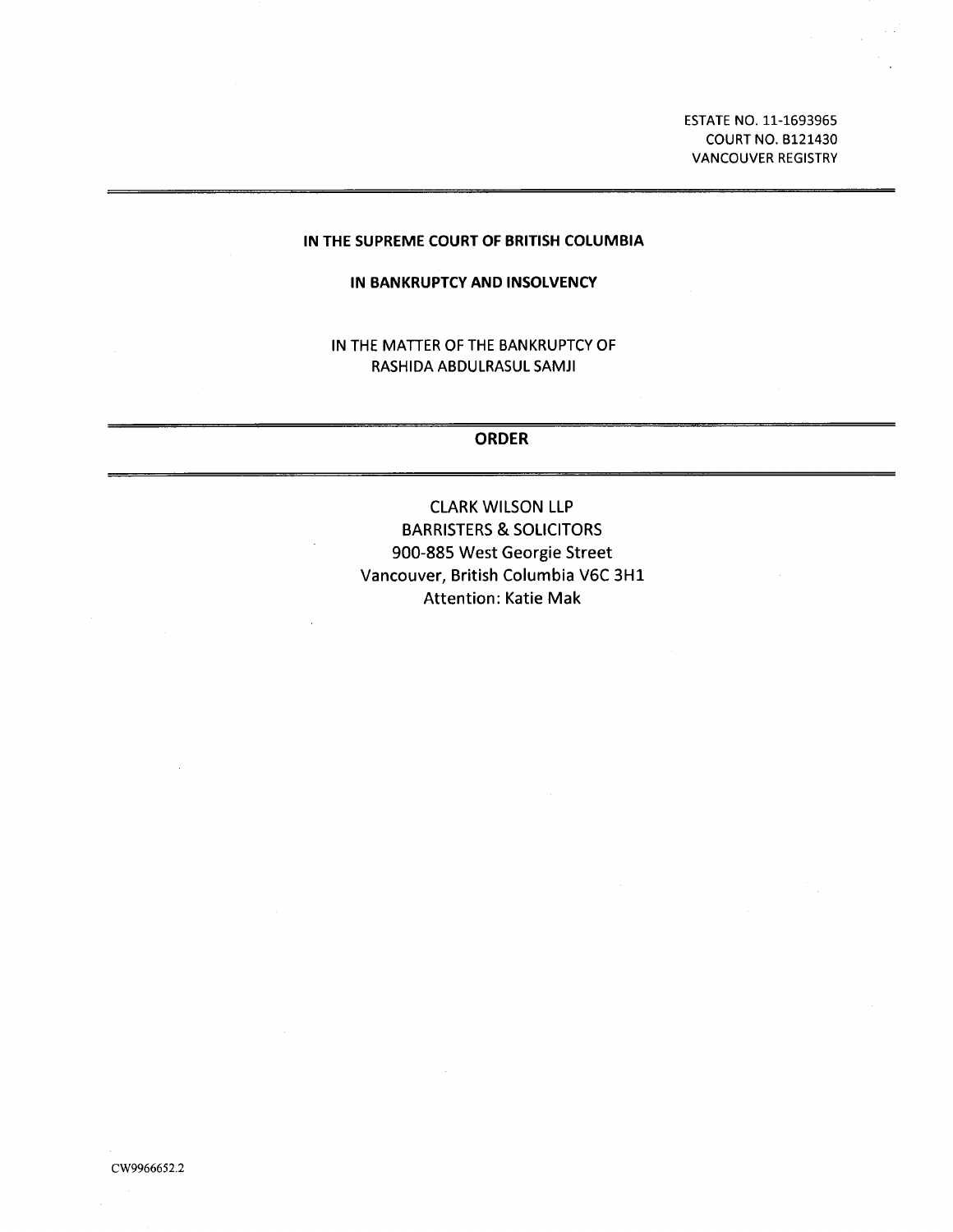ESTATE NO. 11-1693965
COURT NO. B121430
VANCOUVER REGISTRY

---

**IN THE SUPREME COURT OF BRITISH COLUMBIA**

**IN BANKRUPTCY AND INSOLVENCY**

IN THE MATTER OF THE BANKRUPTCY OF
RASHIDA ABDULRASUL SAMJI

---

**ORDER**

---

CLARK WILSON LLP
BARRISTERS & SOLICITORS
900-885 West Georgie Street
Vancouver, British Columbia V6C 3H1
Attention: Katie Mak

CW9966652.2